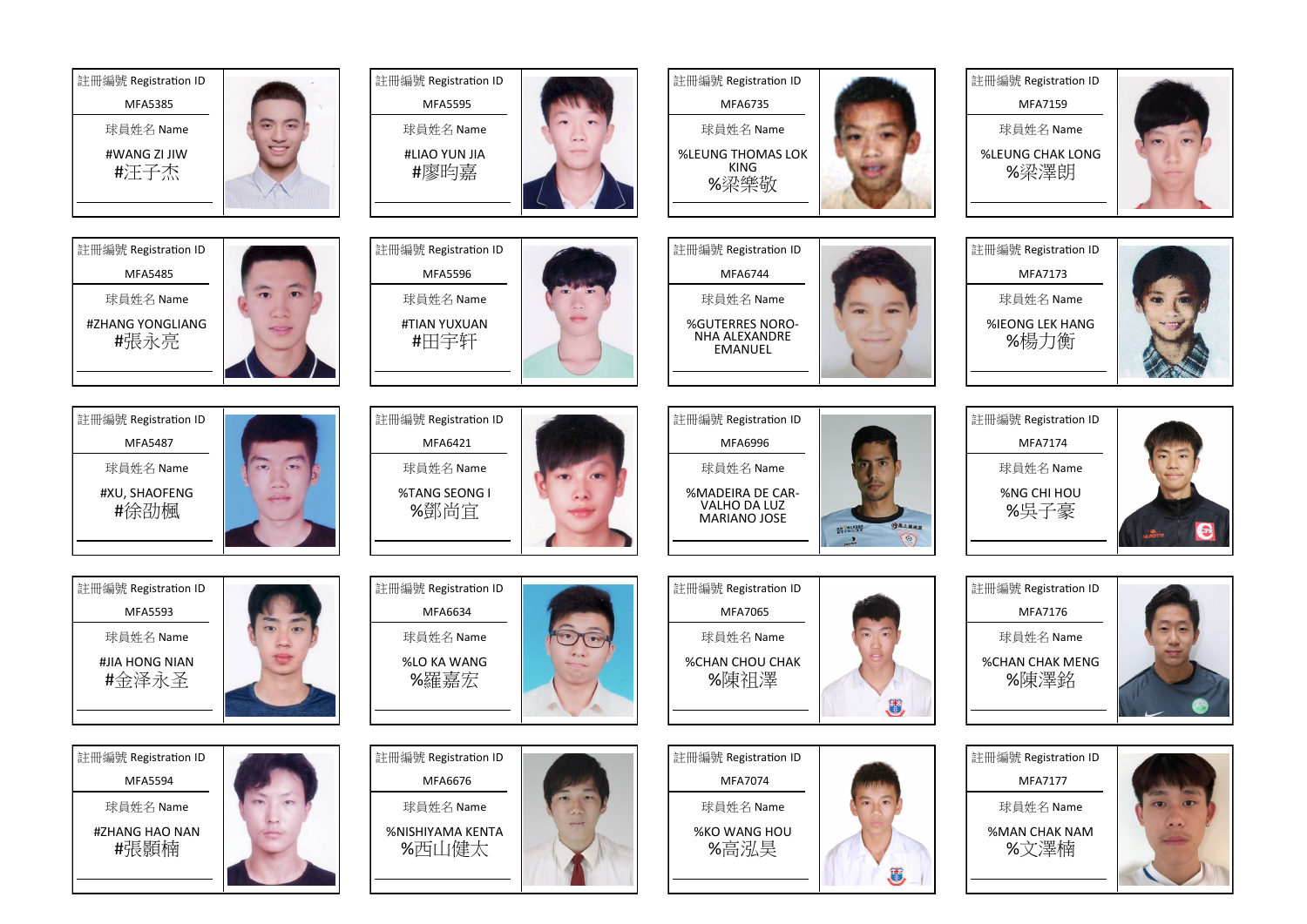| 註冊編號 Registration ID | 球員姓名 Name |
|---|---|
| MFA5385 | #WANG ZI JIW #汪子杰 |
| MFA5595 | #LIAO YUN JIA #廖昀嘉 |
| MFA6735 | %LEUNG THOMAS LOK KING %梁樂敬 |
| MFA7159 | %LEUNG CHAK LONG %梁澤朗 |
| MFA5485 | #ZHANG YONGLIANG #張永亮 |
| MFA5596 | #TIAN YUXUAN #田宇轩 |
| MFA6744 | %GUTERRES NORO-NHA ALEXANDRE EMANUEL |
| MFA7173 | %IEONG LEK HANG %楊力衡 |
| MFA5487 | #XU, SHAOFENG #徐劭楓 |
| MFA6421 | %TANG SEONG I %鄧尚宜 |
| MFA6996 | %MADEIRA DE CAR-VALHO DA LUZ MARIANO JOSE |
| MFA7174 | %NG CHI HOU %吳子豪 |
| MFA5593 | #JIA HONG NIAN #金泽永圣 |
| MFA6634 | %LO KA WANG %羅嘉宏 |
| MFA7065 | %CHAN CHOU CHAK %陳祖澤 |
| MFA7176 | %CHAN CHAK MENG %陳澤銘 |
| MFA5594 | #ZHANG HAO NAN #張顥楠 |
| MFA6676 | %NISHIYAMA KENTA %西山健太 |
| MFA7074 | %KO WANG HOU %高泓昊 |
| MFA7177 | %MAN CHAK NAM %文澤楠 |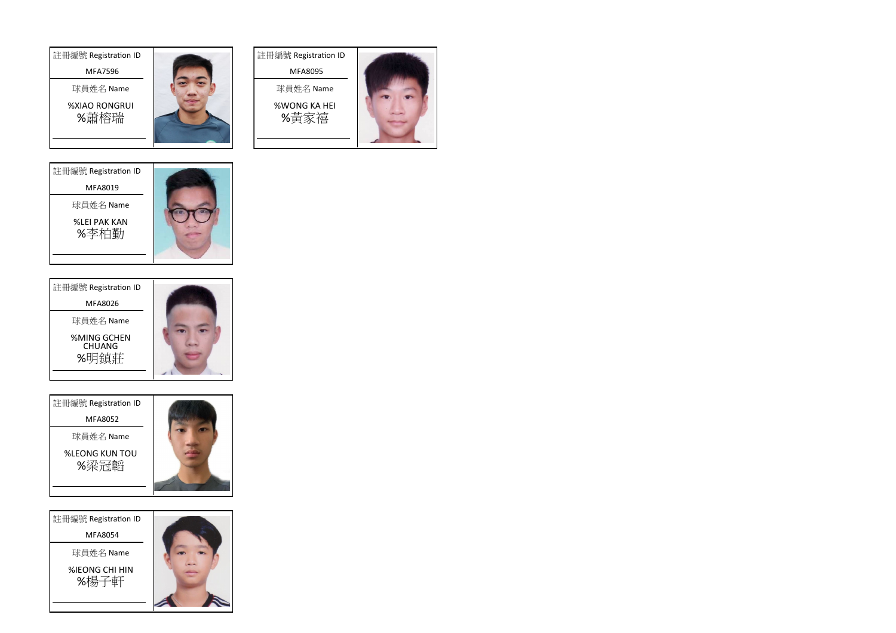| 註冊編號 Registration ID | 球員姓名 Name |
| --- | --- |
| MFA7596 | %XIAO RONGRUI %蕭榕瑞 |
| MFA8095 | %WONG KA HEI %黃家禧 |
| MFA8019 | %LEI PAK KAN %李柏勤 |
| MFA8026 | %MING GCHEN CHUANG %明鎮莊 |
| MFA8052 | %LEONG KUN TOU %梁冠韜 |
| MFA8054 | %IEONG CHI HIN %楊子軒 |